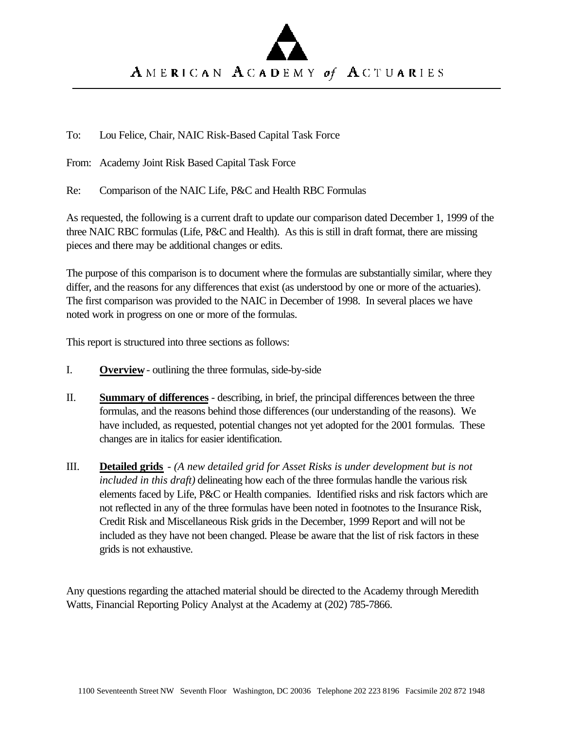# AMERICAN ACADEMY *of* ACTUARIES

To: Lou Felice, Chair, NAIC Risk-Based Capital Task Force

From: Academy Joint Risk Based Capital Task Force

Re: Comparison of the NAIC Life, P&C and Health RBC Formulas

As requested, the following is a current draft to update our comparison dated December 1, 1999 of the three NAIC RBC formulas (Life, P&C and Health). As this is still in draft format, there are missing pieces and there may be additional changes or edits.

The purpose of this comparison is to document where the formulas are substantially similar, where they differ, and the reasons for any differences that exist (as understood by one or more of the actuaries). The first comparison was provided to the NAIC in December of 1998. In several places we have noted work in progress on one or more of the formulas.

This report is structured into three sections as follows:

I. **Overview** - outlining the three formulas, side-by-side

II. **Summary of differences** - describing, in brief, the principal differences between the three formulas, and the reasons behind those differences (our understanding of the reasons). We have included, as requested, potential changes not yet adopted for the 2001 formulas. These changes are in italics for easier identification.

III. **Detailed grids** - *(A new detailed grid for Asset Risks is under development but is not included in this draft)* delineating how each of the three formulas handle the various risk elements faced by Life, P&C or Health companies. Identified risks and risk factors which are not reflected in any of the three formulas have been noted in footnotes to the Insurance Risk, Credit Risk and Miscellaneous Risk grids in the December, 1999 Report and will not be included as they have not been changed. Please be aware that the list of risk factors in these grids is not exhaustive.

Any questions regarding the attached material should be directed to the Academy through Meredith Watts, Financial Reporting Policy Analyst at the Academy at (202) 785-7866.

1100 Seventeenth Street NW Seventh Floor Washington, DC 20036 Telephone 202 223 8196 Facsimile 202 872 1948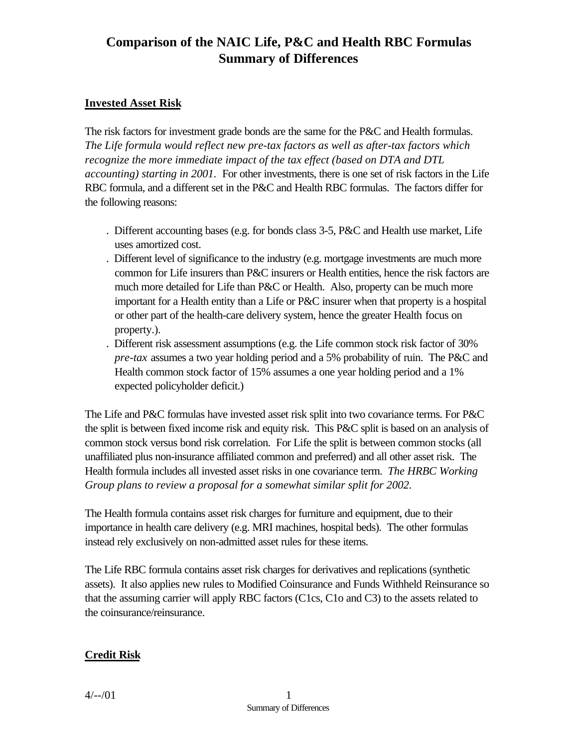# Comparison of the NAIC Life, P&C and Health RBC Formulas
# Summary of Differences

## Invested Asset Risk

The risk factors for investment grade bonds are the same for the P&C and Health formulas. *The Life formula would reflect new pre-tax factors as well as after-tax factors which recognize the more immediate impact of the tax effect (based on DTA and DTL accounting) starting in 2001.* For other investments, there is one set of risk factors in the Life RBC formula, and a different set in the P&C and Health RBC formulas. The factors differ for the following reasons:

- Different accounting bases (e.g. for bonds class 3-5, P&C and Health use market, Life uses amortized cost.
- Different level of significance to the industry (e.g. mortgage investments are much more common for Life insurers than P&C insurers or Health entities, hence the risk factors are much more detailed for Life than P&C or Health. Also, property can be much more important for a Health entity than a Life or P&C insurer when that property is a hospital or other part of the health-care delivery system, hence the greater Health focus on property.).
- Different risk assessment assumptions (e.g. the Life common stock risk factor of 30% *pre-tax* assumes a two year holding period and a 5% probability of ruin. The P&C and Health common stock factor of 15% assumes a one year holding period and a 1% expected policyholder deficit.)

The Life and P&C formulas have invested asset risk split into two covariance terms. For P&C the split is between fixed income risk and equity risk. This P&C split is based on an analysis of common stock versus bond risk correlation. For Life the split is between common stocks (all unaffiliated plus non-insurance affiliated common and preferred) and all other asset risk. The Health formula includes all invested asset risks in one covariance term. *The HRBC Working Group plans to review a proposal for a somewhat similar split for 2002.*

The Health formula contains asset risk charges for furniture and equipment, due to their importance in health care delivery (e.g. MRI machines, hospital beds). The other formulas instead rely exclusively on non-admitted asset rules for these items.

The Life RBC formula contains asset risk charges for derivatives and replications (synthetic assets). It also applies new rules to Modified Coinsurance and Funds Withheld Reinsurance so that the assuming carrier will apply RBC factors (C1cs, C1o and C3) to the assets related to the coinsurance/reinsurance.

## Credit Risk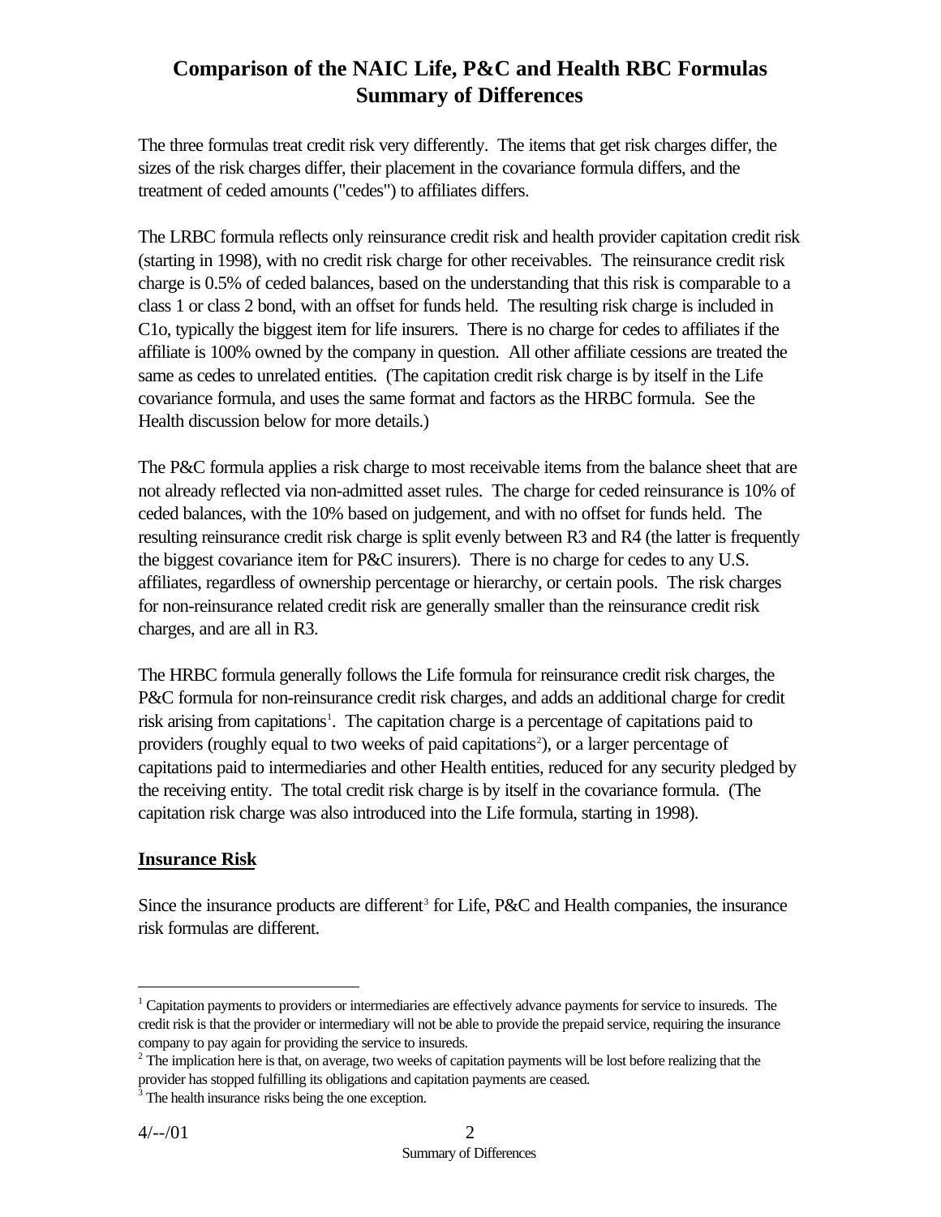# Comparison of the NAIC Life, P&C and Health RBC Formulas Summary of Differences

The three formulas treat credit risk very differently. The items that get risk charges differ, the sizes of the risk charges differ, their placement in the covariance formula differs, and the treatment of ceded amounts ("cedes") to affiliates differs.

The LRBC formula reflects only reinsurance credit risk and health provider capitation credit risk (starting in 1998), with no credit risk charge for other receivables. The reinsurance credit risk charge is 0.5% of ceded balances, based on the understanding that this risk is comparable to a class 1 or class 2 bond, with an offset for funds held. The resulting risk charge is included in C1o, typically the biggest item for life insurers. There is no charge for cedes to affiliates if the affiliate is 100% owned by the company in question. All other affiliate cessions are treated the same as cedes to unrelated entities. (The capitation credit risk charge is by itself in the Life covariance formula, and uses the same format and factors as the HRBC formula. See the Health discussion below for more details.)

The P&C formula applies a risk charge to most receivable items from the balance sheet that are not already reflected via non-admitted asset rules. The charge for ceded reinsurance is 10% of ceded balances, with the 10% based on judgement, and with no offset for funds held. The resulting reinsurance credit risk charge is split evenly between R3 and R4 (the latter is frequently the biggest covariance item for P&C insurers). There is no charge for cedes to any U.S. affiliates, regardless of ownership percentage or hierarchy, or certain pools. The risk charges for non-reinsurance related credit risk are generally smaller than the reinsurance credit risk charges, and are all in R3.

The HRBC formula generally follows the Life formula for reinsurance credit risk charges, the P&C formula for non-reinsurance credit risk charges, and adds an additional charge for credit risk arising from capitations[1]. The capitation charge is a percentage of capitations paid to providers (roughly equal to two weeks of paid capitations[2]), or a larger percentage of capitations paid to intermediaries and other Health entities, reduced for any security pledged by the receiving entity. The total credit risk charge is by itself in the covariance formula. (The capitation risk charge was also introduced into the Life formula, starting in 1998).

## Insurance Risk

Since the insurance products are different[3] for Life, P&C and Health companies, the insurance risk formulas are different.

---

[1] Capitation payments to providers or intermediaries are effectively advance payments for service to insureds. The credit risk is that the provider or intermediary will not be able to provide the prepaid service, requiring the insurance company to pay again for providing the service to insureds.

[2] The implication here is that, on average, two weeks of capitation payments will be lost before realizing that the provider has stopped fulfilling its obligations and capitation payments are ceased.

[3] The health insurance risks being the one exception.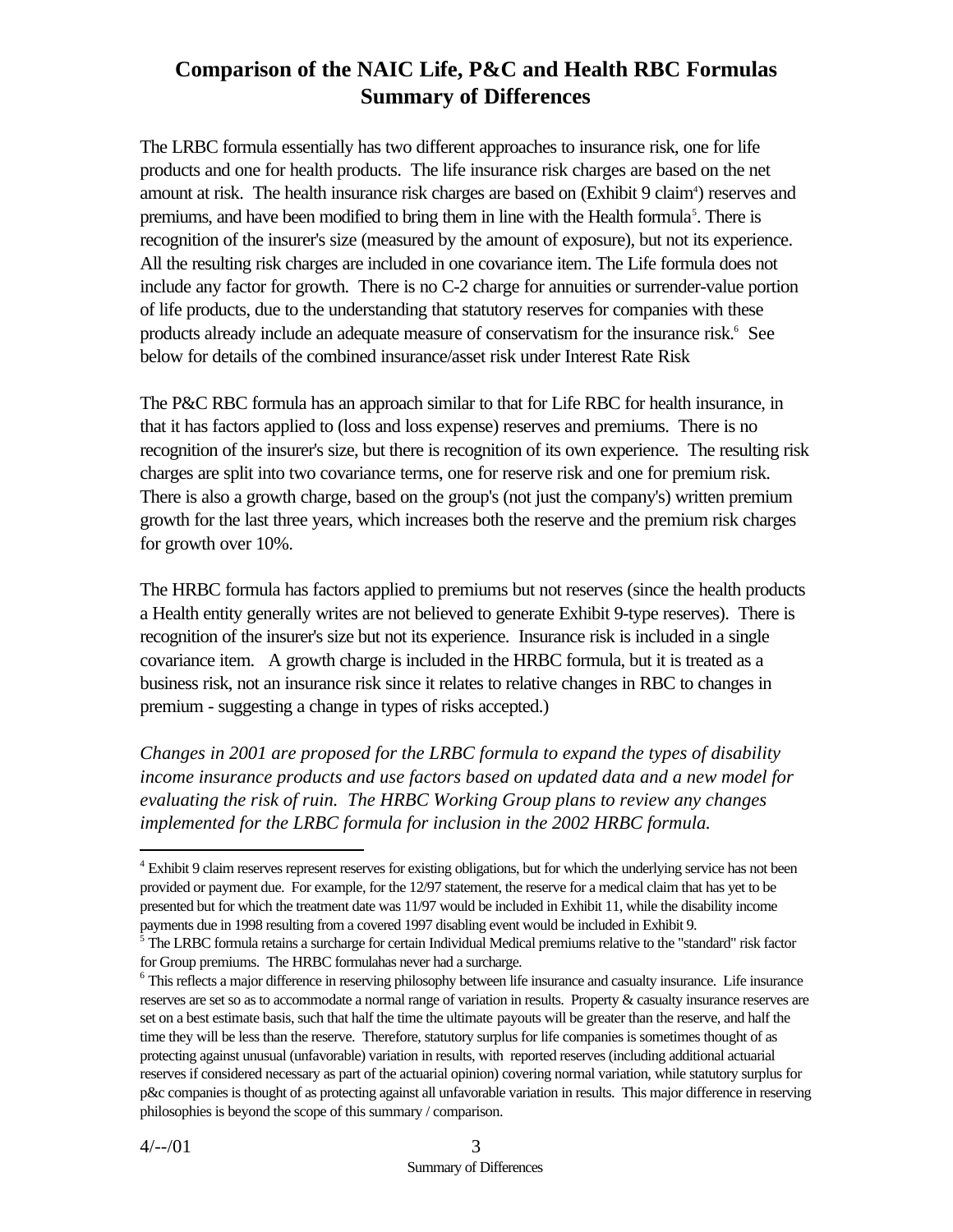# Comparison of the NAIC Life, P&C and Health RBC Formulas
## Summary of Differences

The LRBC formula essentially has two different approaches to insurance risk, one for life products and one for health products. The life insurance risk charges are based on the net amount at risk. The health insurance risk charges are based on (Exhibit 9 claim[4]) reserves and premiums, and have been modified to bring them in line with the Health formula[5]. There is recognition of the insurer's size (measured by the amount of exposure), but not its experience. All the resulting risk charges are included in one covariance item. The Life formula does not include any factor for growth. There is no C-2 charge for annuities or surrender-value portion of life products, due to the understanding that statutory reserves for companies with these products already include an adequate measure of conservatism for the insurance risk.[6] See below for details of the combined insurance/asset risk under Interest Rate Risk

The P&C RBC formula has an approach similar to that for Life RBC for health insurance, in that it has factors applied to (loss and loss expense) reserves and premiums. There is no recognition of the insurer's size, but there is recognition of its own experience. The resulting risk charges are split into two covariance terms, one for reserve risk and one for premium risk. There is also a growth charge, based on the group's (not just the company's) written premium growth for the last three years, which increases both the reserve and the premium risk charges for growth over 10%.

The HRBC formula has factors applied to premiums but not reserves (since the health products a Health entity generally writes are not believed to generate Exhibit 9-type reserves). There is recognition of the insurer's size but not its experience. Insurance risk is included in a single covariance item. A growth charge is included in the HRBC formula, but it is treated as a business risk, not an insurance risk since it relates to relative changes in RBC to changes in premium - suggesting a change in types of risks accepted.)

*Changes in 2001 are proposed for the LRBC formula to expand the types of disability income insurance products and use factors based on updated data and a new model for evaluating the risk of ruin. The HRBC Working Group plans to review any changes implemented for the LRBC formula for inclusion in the 2002 HRBC formula.*

---

[4] Exhibit 9 claim reserves represent reserves for existing obligations, but for which the underlying service has not been provided or payment due. For example, for the 12/97 statement, the reserve for a medical claim that has yet to be presented but for which the treatment date was 11/97 would be included in Exhibit 11, while the disability income payments due in 1998 resulting from a covered 1997 disabling event would be included in Exhibit 9.

[5] The LRBC formula retains a surcharge for certain Individual Medical premiums relative to the "standard" risk factor for Group premiums. The HRBC formulahas never had a surcharge.

[6] This reflects a major difference in reserving philosophy between life insurance and casualty insurance. Life insurance reserves are set so as to accommodate a normal range of variation in results. Property & casualty insurance reserves are set on a best estimate basis, such that half the time the ultimate payouts will be greater than the reserve, and half the time they will be less than the reserve. Therefore, statutory surplus for life companies is sometimes thought of as protecting against unusual (unfavorable) variation in results, with reported reserves (including additional actuarial reserves if considered necessary as part of the actuarial opinion) covering normal variation, while statutory surplus for p&c companies is thought of as protecting against all unfavorable variation in results. This major difference in reserving philosophies is beyond the scope of this summary / comparison.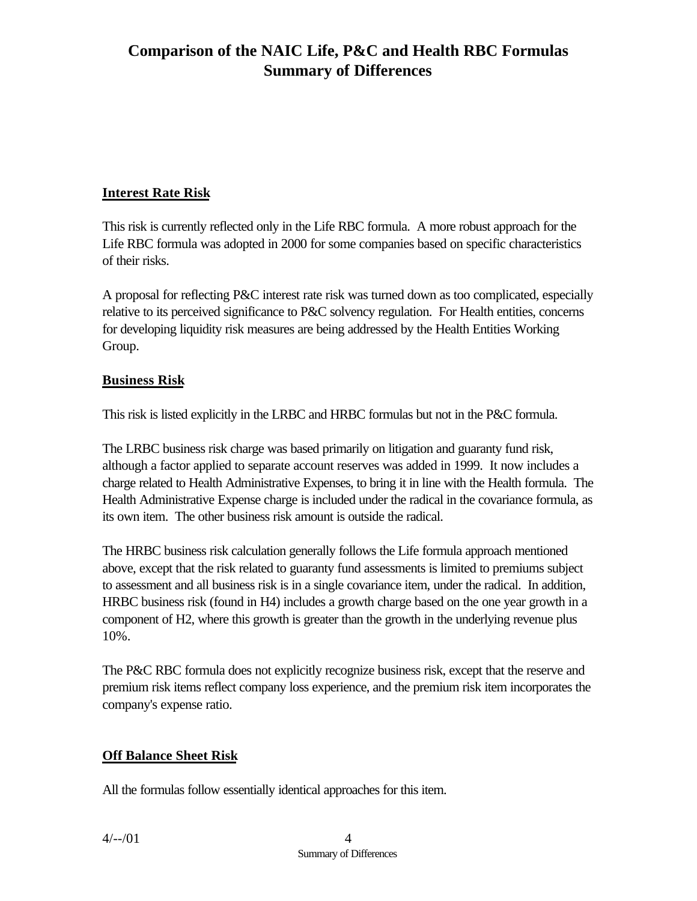# Comparison of the NAIC Life, P&C and Health RBC Formulas
# Summary of Differences

**Interest Rate Risk**

This risk is currently reflected only in the Life RBC formula. A more robust approach for the Life RBC formula was adopted in 2000 for some companies based on specific characteristics of their risks.

A proposal for reflecting P&C interest rate risk was turned down as too complicated, especially relative to its perceived significance to P&C solvency regulation. For Health entities, concerns for developing liquidity risk measures are being addressed by the Health Entities Working Group.

**Business Risk**

This risk is listed explicitly in the LRBC and HRBC formulas but not in the P&C formula.

The LRBC business risk charge was based primarily on litigation and guaranty fund risk, although a factor applied to separate account reserves was added in 1999. It now includes a charge related to Health Administrative Expenses, to bring it in line with the Health formula. The Health Administrative Expense charge is included under the radical in the covariance formula, as its own item. The other business risk amount is outside the radical.

The HRBC business risk calculation generally follows the Life formula approach mentioned above, except that the risk related to guaranty fund assessments is limited to premiums subject to assessment and all business risk is in a single covariance item, under the radical. In addition, HRBC business risk (found in H4) includes a growth charge based on the one year growth in a component of H2, where this growth is greater than the growth in the underlying revenue plus 10%.

The P&C RBC formula does not explicitly recognize business risk, except that the reserve and premium risk items reflect company loss experience, and the premium risk item incorporates the company's expense ratio.

**Off Balance Sheet Risk**

All the formulas follow essentially identical approaches for this item.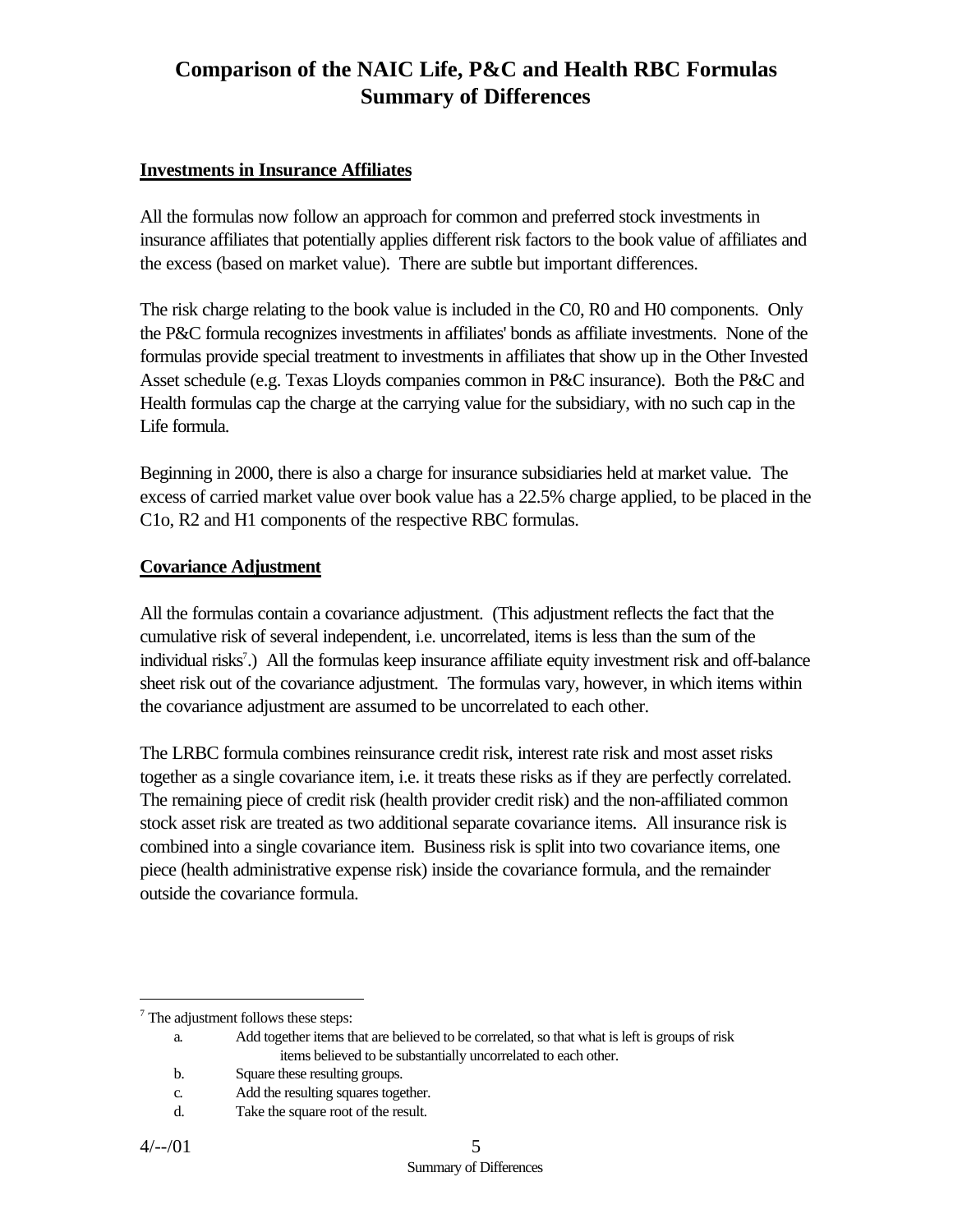# Comparison of the NAIC Life, P&C and Health RBC Formulas
# Summary of Differences

**Investments in Insurance Affiliates**

All the formulas now follow an approach for common and preferred stock investments in insurance affiliates that potentially applies different risk factors to the book value of affiliates and the excess (based on market value). There are subtle but important differences.

The risk charge relating to the book value is included in the C0, R0 and H0 components. Only the P&C formula recognizes investments in affiliates' bonds as affiliate investments. None of the formulas provide special treatment to investments in affiliates that show up in the Other Invested Asset schedule (e.g. Texas Lloyds companies common in P&C insurance). Both the P&C and Health formulas cap the charge at the carrying value for the subsidiary, with no such cap in the Life formula.

Beginning in 2000, there is also a charge for insurance subsidiaries held at market value. The excess of carried market value over book value has a 22.5% charge applied, to be placed in the C1o, R2 and H1 components of the respective RBC formulas.

**Covariance Adjustment**

All the formulas contain a covariance adjustment. (This adjustment reflects the fact that the cumulative risk of several independent, i.e. uncorrelated, items is less than the sum of the individual risks[7].) All the formulas keep insurance affiliate equity investment risk and off-balance sheet risk out of the covariance adjustment. The formulas vary, however, in which items within the covariance adjustment are assumed to be uncorrelated to each other.

The LRBC formula combines reinsurance credit risk, interest rate risk and most asset risks together as a single covariance item, i.e. it treats these risks as if they are perfectly correlated. The remaining piece of credit risk (health provider credit risk) and the non-affiliated common stock asset risk are treated as two additional separate covariance items. All insurance risk is combined into a single covariance item. Business risk is split into two covariance items, one piece (health administrative expense risk) inside the covariance formula, and the remainder outside the covariance formula.

---

[7] The adjustment follows these steps:

a. Add together items that are believed to be correlated, so that what is left is groups of risk items believed to be substantially uncorrelated to each other.
b. Square these resulting groups.
c. Add the resulting squares together.
d. Take the square root of the result.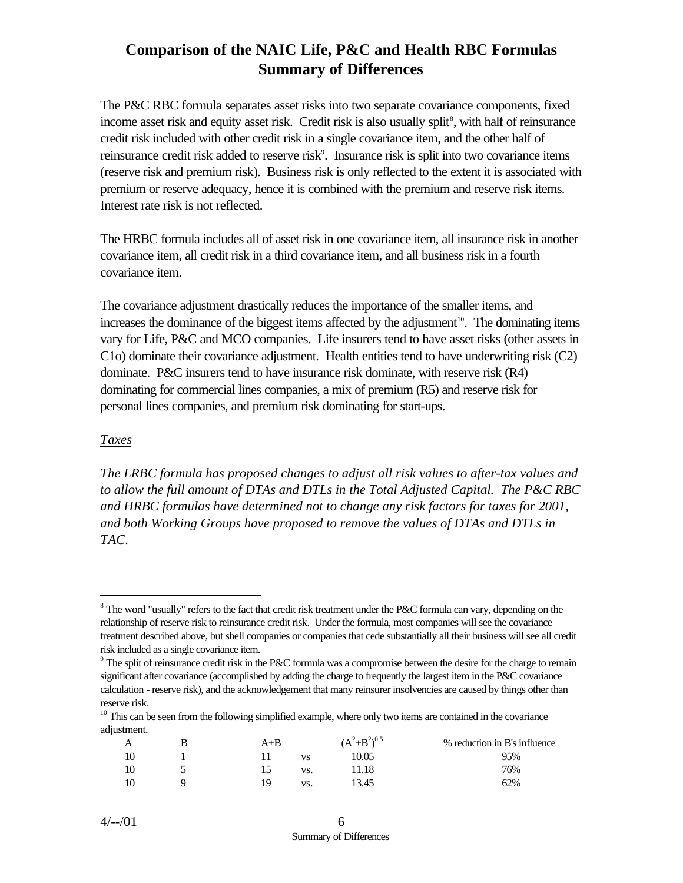# Comparison of the NAIC Life, P&C and Health RBC Formulas
## Summary of Differences

The P&C RBC formula separates asset risks into two separate covariance components, fixed income asset risk and equity asset risk. Credit risk is also usually split[8], with half of reinsurance credit risk included with other credit risk in a single covariance item, and the other half of reinsurance credit risk added to reserve risk[9]. Insurance risk is split into two covariance items (reserve risk and premium risk). Business risk is only reflected to the extent it is associated with premium or reserve adequacy, hence it is combined with the premium and reserve risk items. Interest rate risk is not reflected.

The HRBC formula includes all of asset risk in one covariance item, all insurance risk in another covariance item, all credit risk in a third covariance item, and all business risk in a fourth covariance item.

The covariance adjustment drastically reduces the importance of the smaller items, and increases the dominance of the biggest items affected by the adjustment[10]. The dominating items vary for Life, P&C and MCO companies. Life insurers tend to have asset risks (other assets in C1o) dominate their covariance adjustment. Health entities tend to have underwriting risk (C2) dominate. P&C insurers tend to have insurance risk dominate, with reserve risk (R4) dominating for commercial lines companies, a mix of premium (R5) and reserve risk for personal lines companies, and premium risk dominating for start-ups.

*Taxes*

*The LRBC formula has proposed changes to adjust all risk values to after-tax values and to allow the full amount of DTAs and DTLs in the Total Adjusted Capital. The P&C RBC and HRBC formulas have determined not to change any risk factors for taxes for 2001, and both Working Groups have proposed to remove the values of DTAs and DTLs in TAC.*

---

[8] The word "usually" refers to the fact that credit risk treatment under the P&C formula can vary, depending on the relationship of reserve risk to reinsurance credit risk. Under the formula, most companies will see the covariance treatment described above, but shell companies or companies that cede substantially all their business will see all credit risk included as a single covariance item.

[9] The split of reinsurance credit risk in the P&C formula was a compromise between the desire for the charge to remain significant after covariance (accomplished by adding the charge to frequently the largest item in the P&C covariance calculation - reserve risk), and the acknowledgement that many reinsurer insolvencies are caused by things other than reserve risk.

[10] This can be seen from the following simplified example, where only two items are contained in the covariance adjustment.

| A | B | A+B | | $(A^2+B^2)^{0.5}$ | % reduction in B's influence |
|---|---|---|---|---|---|
| 10 | 1 | 11 | vs | 10.05 | 95% |
| 10 | 5 | 15 | vs. | 11.18 | 76% |
| 10 | 9 | 19 | vs. | 13.45 | 62% |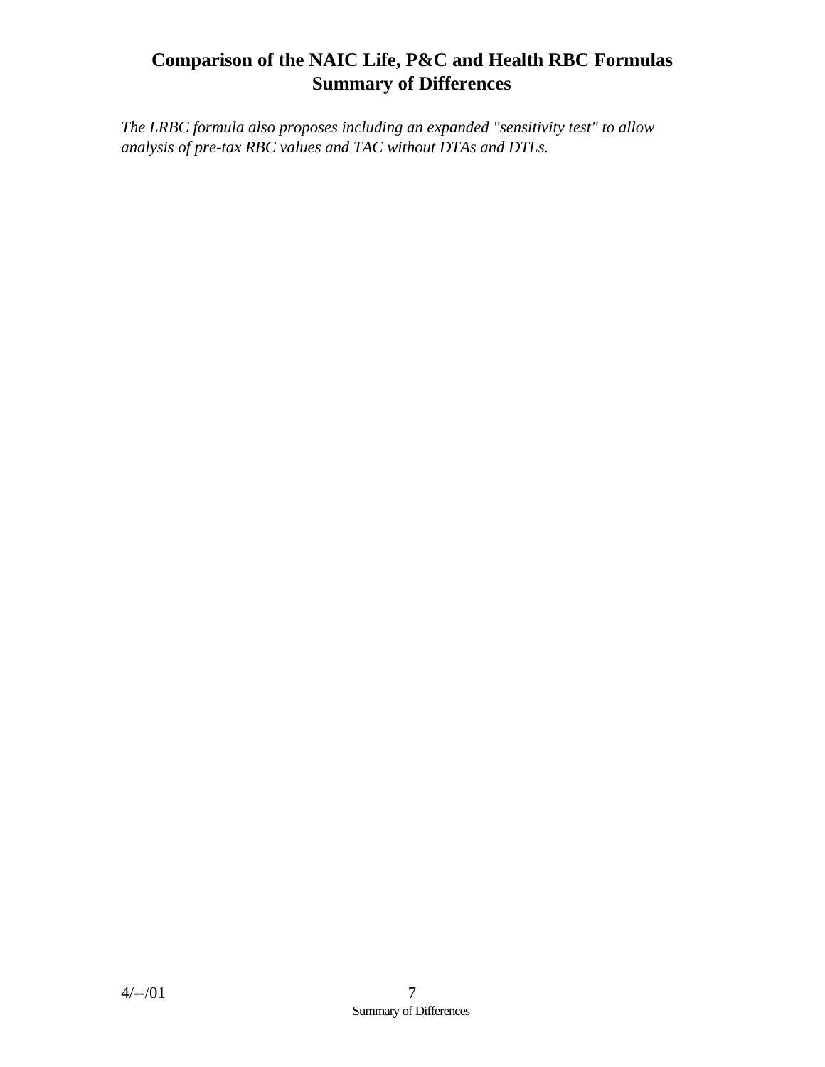*The LRBC formula also proposes including an expanded "sensitivity test" to allow analysis of pre-tax RBC values and TAC without DTAs and DTLs.*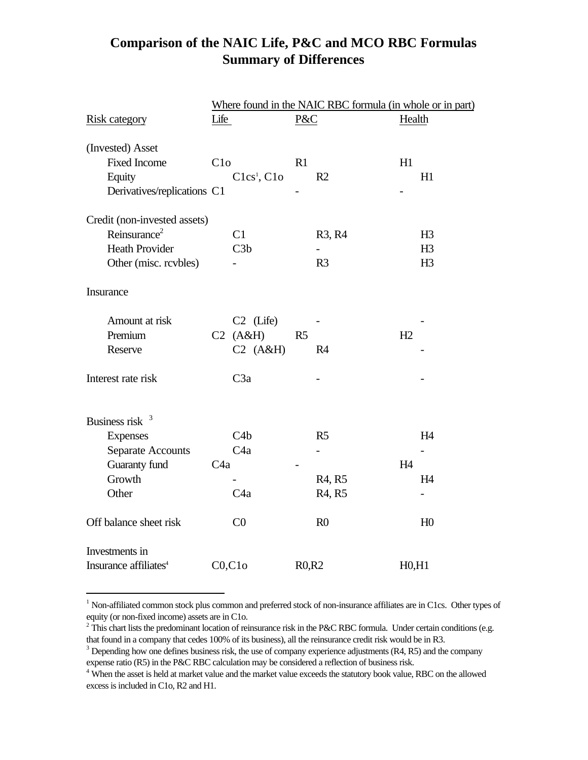# Comparison of the NAIC Life, P&C and MCO RBC Formulas
## Summary of Differences

| | Where found in the NAIC RBC formula (in whole or in part) | | |
|---|---|---|---|
| Risk category | Life | P&C | Health |
| (Invested) Asset | | | |
| Fixed Income | C1o | R1 | H1 |
| Equity | C1cs[1], C1o | R2 | H1 |
| Derivatives/replications | C1 | - | - |
| Credit (non-invested assets) | | | |
| Reinsurance[2] | C1 | R3, R4 | H3 |
| Heath Provider | C3b | - | H3 |
| Other (misc. rcvbles) | - | R3 | H3 |
| Insurance | | | |
| Amount at risk | C2 (Life) | - | - |
| Premium | C2 (A&H) | R5 | H2 |
| Reserve | C2 (A&H) | R4 | - |
| Interest rate risk | C3a | - | - |
| Business risk [3] | | | |
| Expenses | C4b | R5 | H4 |
| Separate Accounts | C4a | - | - |
| Guaranty fund | C4a | - | H4 |
| Growth | - | R4, R5 | H4 |
| Other | C4a | R4, R5 | - |
| Off balance sheet risk | C0 | R0 | H0 |
| Investments in Insurance affiliates[4] | C0,C1o | R0,R2 | H0,H1 |

[1] Non-affiliated common stock plus common and preferred stock of non-insurance affiliates are in C1cs. Other types of equity (or non-fixed income) assets are in C1o.

[2] This chart lists the predominant location of reinsurance risk in the P&C RBC formula. Under certain conditions (e.g. that found in a company that cedes 100% of its business), all the reinsurance credit risk would be in R3.

[3] Depending how one defines business risk, the use of company experience adjustments (R4, R5) and the company expense ratio (R5) in the P&C RBC calculation may be considered a reflection of business risk.

[4] When the asset is held at market value and the market value exceeds the statutory book value, RBC on the allowed excess is included in C1o, R2 and H1.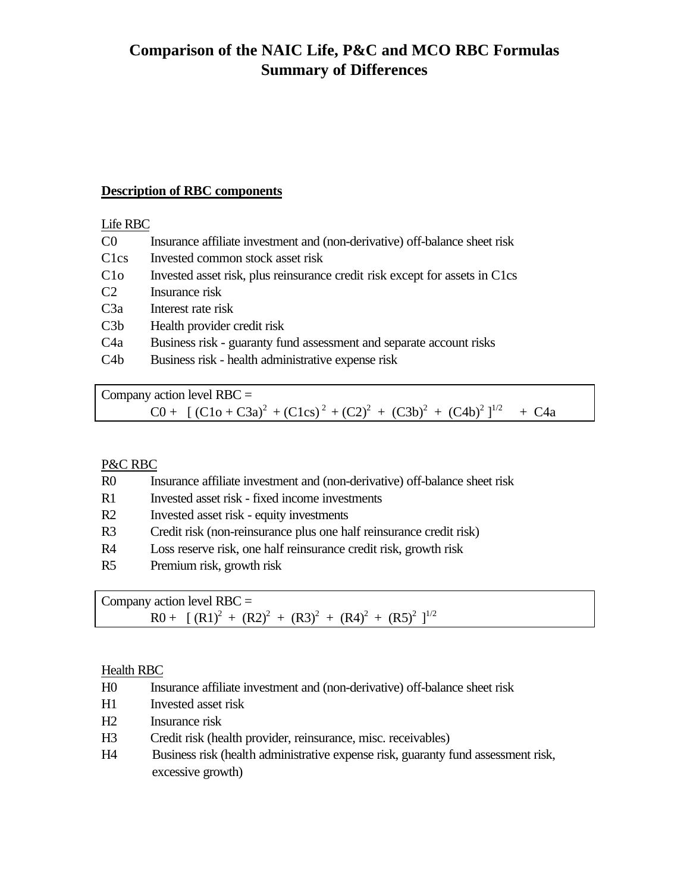# Comparison of the NAIC Life, P&C and MCO RBC Formulas
## Summary of Differences

**Description of RBC components**

Life RBC

| | |
|---|---|
| C0 | Insurance affiliate investment and (non-derivative) off-balance sheet risk |
| C1cs | Invested common stock asset risk |
| C1o | Invested asset risk, plus reinsurance credit risk except for assets in C1cs |
| C2 | Insurance risk |
| C3a | Interest rate risk |
| C3b | Health provider credit risk |
| C4a | Business risk - guaranty fund assessment and separate account risks |
| C4b | Business risk - health administrative expense risk |

Company action level RBC =

$$C0 + [(C1o + C3a)^2 + (C1cs)^2 + (C2)^2 + (C3b)^2 + (C4b)^2]^{1/2} + C4a$$

P&C RBC

| | |
|---|---|
| R0 | Insurance affiliate investment and (non-derivative) off-balance sheet risk |
| R1 | Invested asset risk - fixed income investments |
| R2 | Invested asset risk - equity investments |
| R3 | Credit risk (non-reinsurance plus one half reinsurance credit risk) |
| R4 | Loss reserve risk, one half reinsurance credit risk, growth risk |
| R5 | Premium risk, growth risk |

Company action level RBC =

$$R0 + [(R1)^2 + (R2)^2 + (R3)^2 + (R4)^2 + (R5)^2]^{1/2}$$

Health RBC

| | |
|---|---|
| H0 | Insurance affiliate investment and (non-derivative) off-balance sheet risk |
| H1 | Invested asset risk |
| H2 | Insurance risk |
| H3 | Credit risk (health provider, reinsurance, misc. receivables) |
| H4 | Business risk (health administrative expense risk, guaranty fund assessment risk, excessive growth) |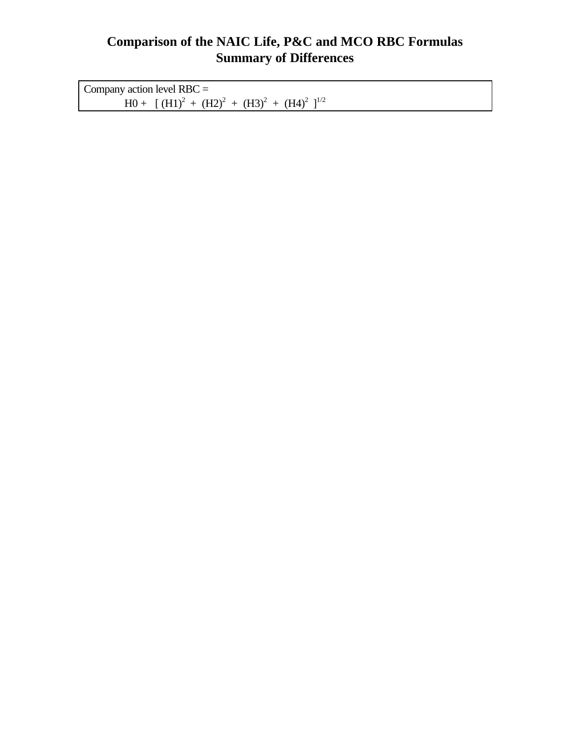# Comparison of the NAIC Life, P&C and MCO RBC Formulas
## Summary of Differences

Company action level RBC =

$$H0 + \left[ (H1)^2 + (H2)^2 + (H3)^2 + (H4)^2 \right]^{1/2}$$